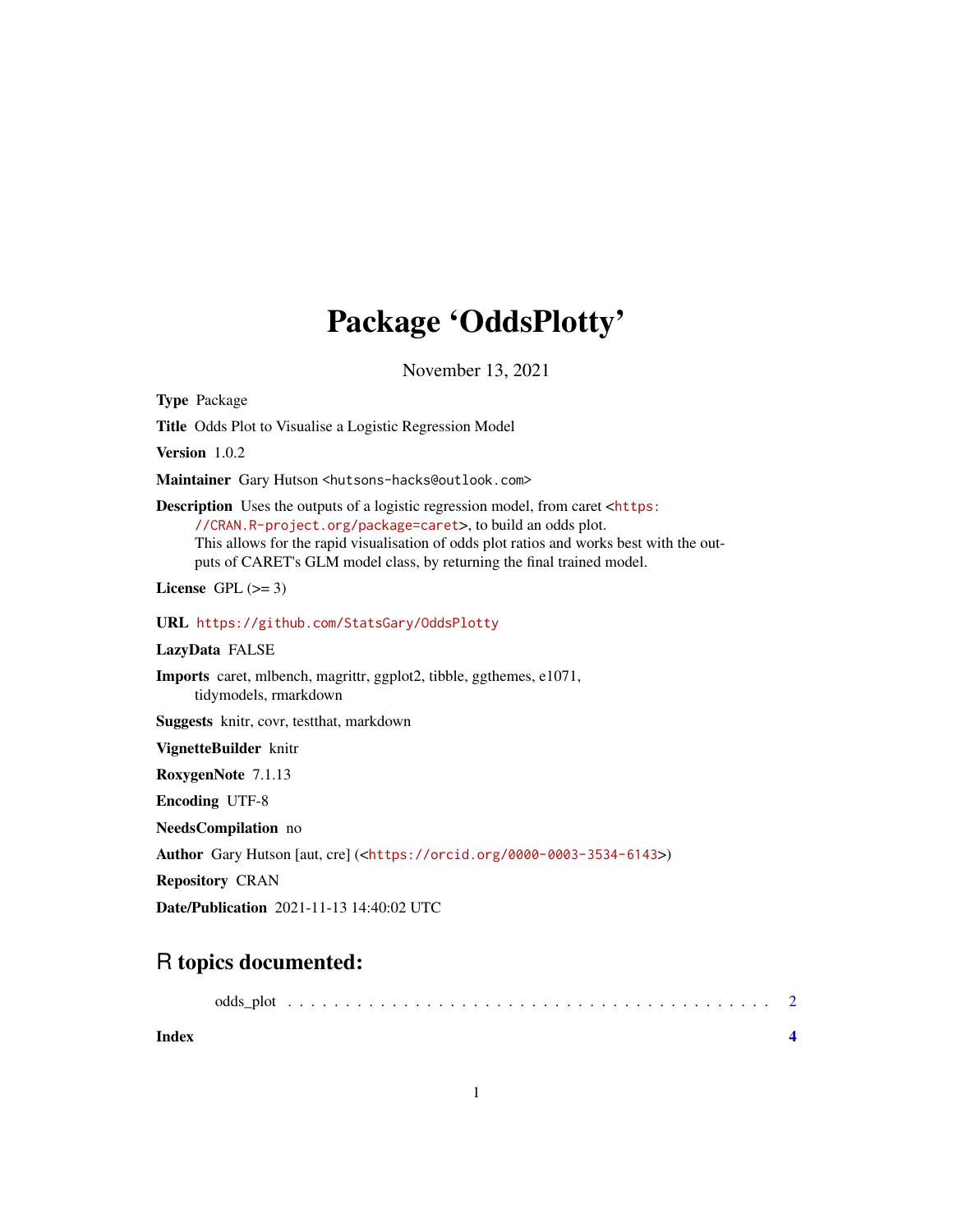# Package 'OddsPlotty'

November 13, 2021

**Type** Package

**Title** Odds Plot to Visualise a Logistic Regression Model

**Version** 1.0.2

**Maintainer** Gary Hutson <hutsons-hacks@outlook.com>

**Description** Uses the outputs of a logistic regression model, from caret <https://CRAN.R-project.org/package=caret>, to build an odds plot.
This allows for the rapid visualisation of odds plot ratios and works best with the outputs of CARET's GLM model class, by returning the final trained model.

**License** GPL (>= 3)

**URL** https://github.com/StatsGary/OddsPlotty

**LazyData** FALSE

**Imports** caret, mlbench, magrittr, ggplot2, tibble, ggthemes, e1071, tidymodels, rmarkdown

**Suggests** knitr, covr, testthat, markdown

**VignetteBuilder** knitr

**RoxygenNote** 7.1.13

**Encoding** UTF-8

**NeedsCompilation** no

**Author** Gary Hutson [aut, cre] (<https://orcid.org/0000-0003-3534-6143>)

**Repository** CRAN

**Date/Publication** 2021-11-13 14:40:02 UTC

## R topics documented:

odds_plot . . . . . . . . . . . . . . . . . . . . . . . . . . . . . . . . . . . . . . . . 2

**Index** **4**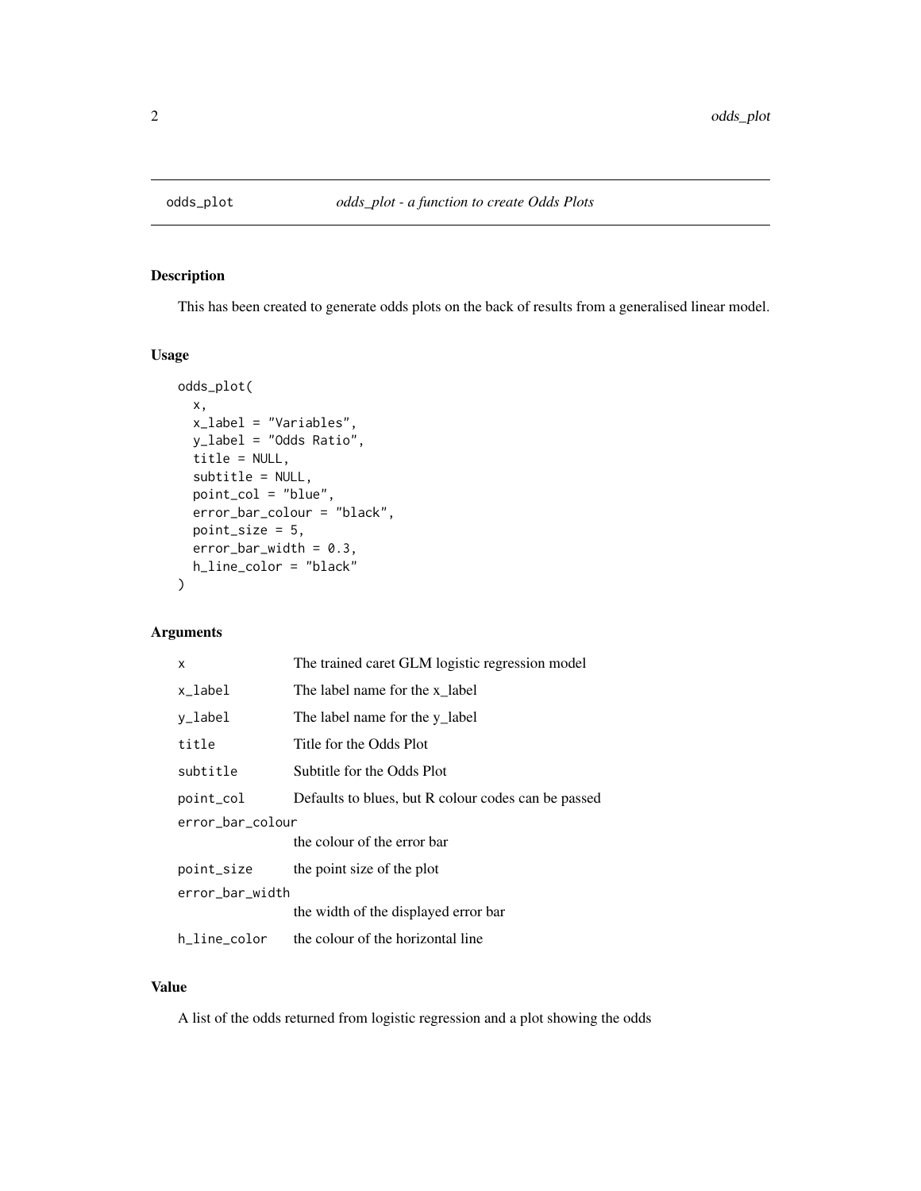## odds_plot — *odds_plot - a function to create Odds Plots*

### Description

This has been created to generate odds plots on the back of results from a generalised linear model.

### Usage

```
odds_plot(
  x,
  x_label = "Variables",
  y_label = "Odds Ratio",
  title = NULL,
  subtitle = NULL,
  point_col = "blue",
  error_bar_colour = "black",
  point_size = 5,
  error_bar_width = 0.3,
  h_line_color = "black"
)
```

### Arguments

| | |
|---|---|
| `x` | The trained caret GLM logistic regression model |
| `x_label` | The label name for the x_label |
| `y_label` | The label name for the y_label |
| `title` | Title for the Odds Plot |
| `subtitle` | Subtitle for the Odds Plot |
| `point_col` | Defaults to blues, but R colour codes can be passed |
| `error_bar_colour` | the colour of the error bar |
| `point_size` | the point size of the plot |
| `error_bar_width` | the width of the displayed error bar |
| `h_line_color` | the colour of the horizontal line |

### Value

A list of the odds returned from logistic regression and a plot showing the odds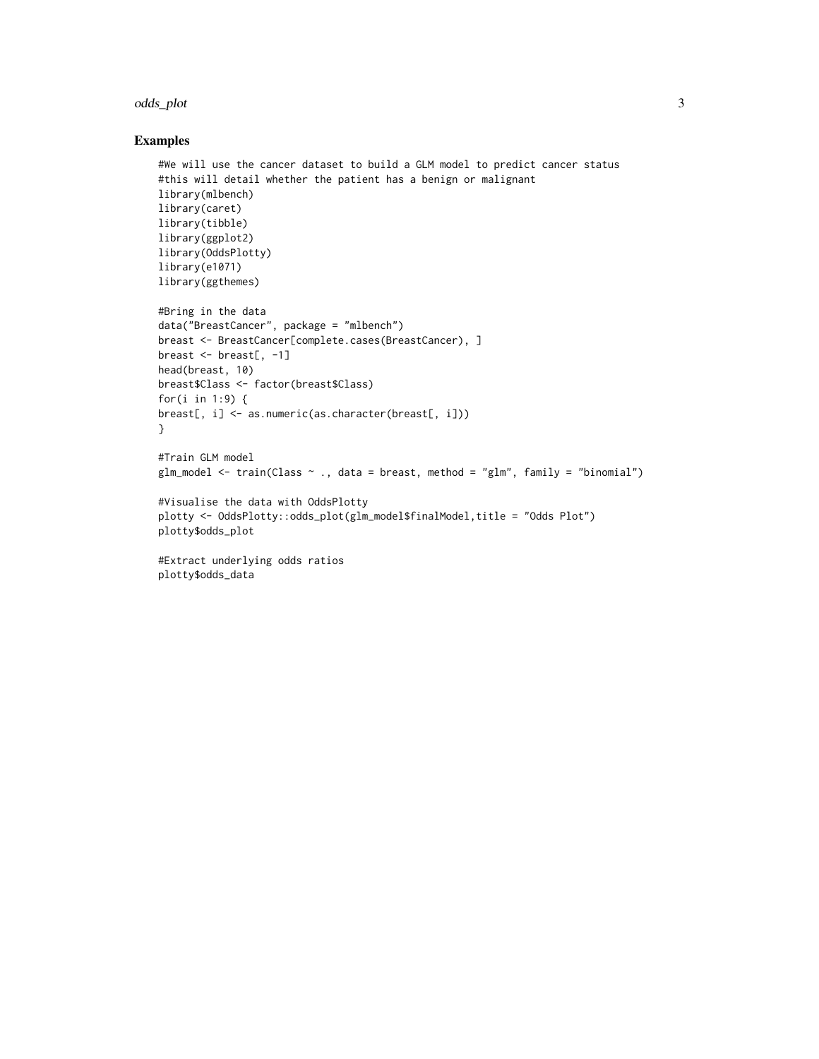## Examples

```
#We will use the cancer dataset to build a GLM model to predict cancer status
#this will detail whether the patient has a benign or malignant
library(mlbench)
library(caret)
library(tibble)
library(ggplot2)
library(OddsPlotty)
library(e1071)
library(ggthemes)

#Bring in the data
data("BreastCancer", package = "mlbench")
breast <- BreastCancer[complete.cases(BreastCancer), ]
breast <- breast[, -1]
head(breast, 10)
breast$Class <- factor(breast$Class)
for(i in 1:9) {
breast[, i] <- as.numeric(as.character(breast[, i]))
}

#Train GLM model
glm_model <- train(Class ~ ., data = breast, method = "glm", family = "binomial")

#Visualise the data with OddsPlotty
plotty <- OddsPlotty::odds_plot(glm_model$finalModel,title = "Odds Plot")
plotty$odds_plot

#Extract underlying odds ratios
plotty$odds_data
```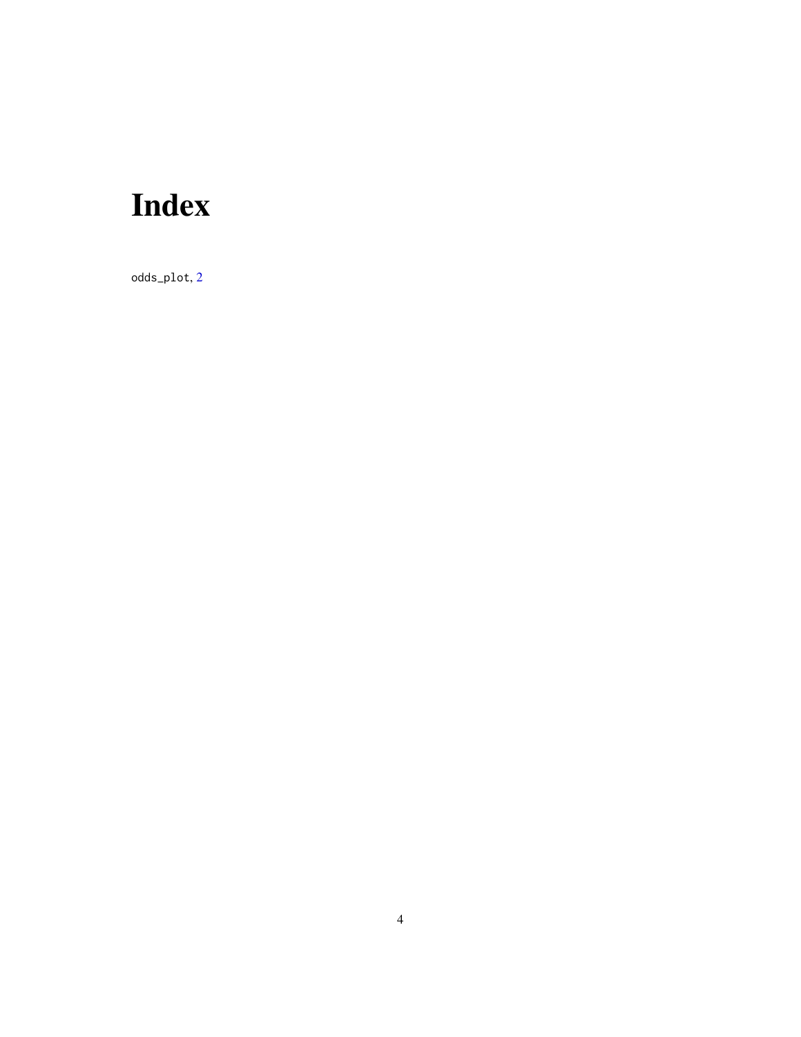# Index

odds_plot, 2